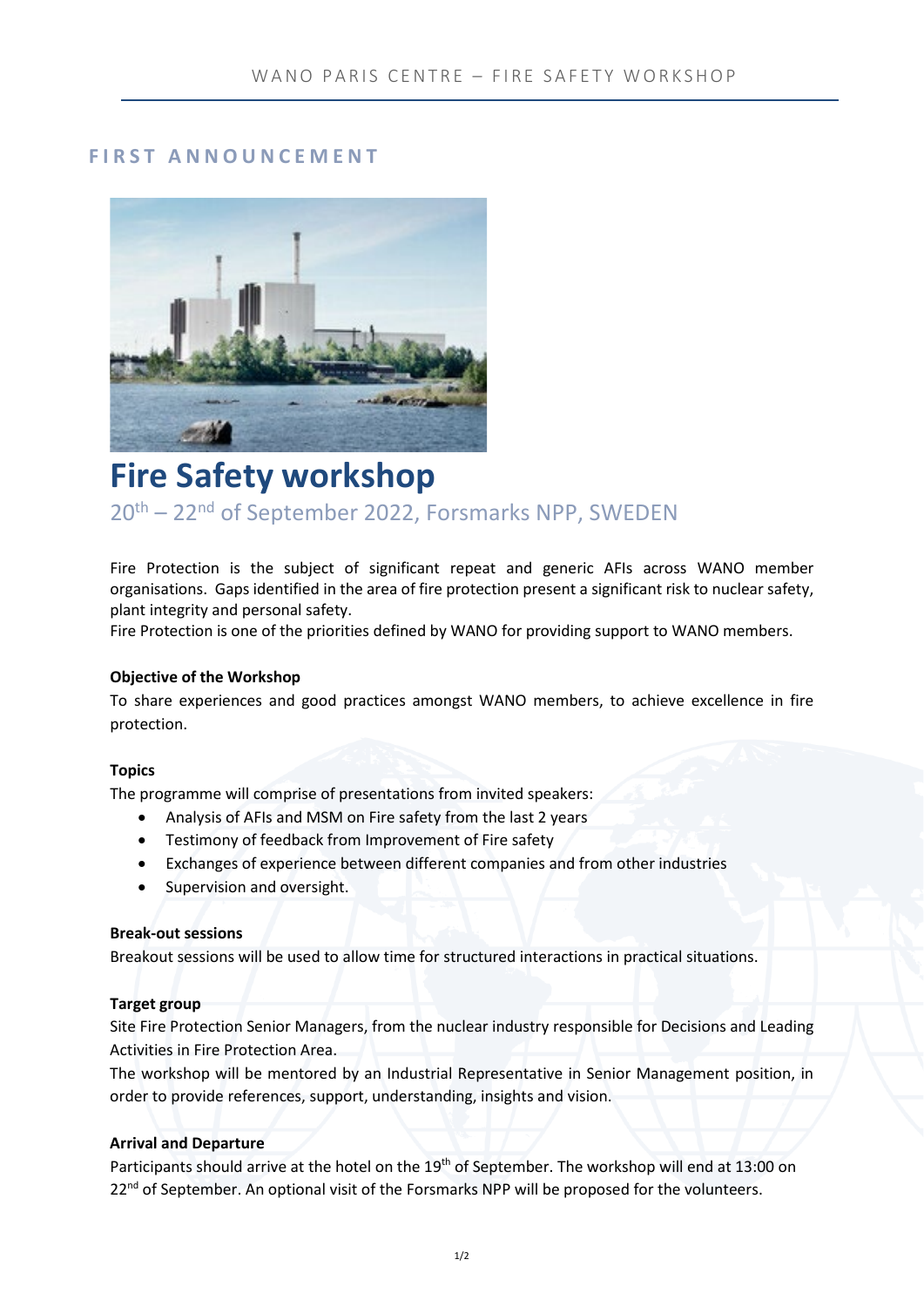## FIRST ANNOUNCEMENT

# Fire Safety workshop

20th – 22nd of September 2022, Forsmarks NPP, SWEDEN

Fire Protection is the subject of significant repeat and generic AFIs across WANO member organisations. Gaps identified in the area of fire protection present a significant risk to nuclear safety, plant integrity and personal safety.
Fire Protection is one of the priorities defined by WANO for providing support to WANO members.

**Objective of the Workshop**

To share experiences and good practices amongst WANO members, to achieve excellence in fire protection.

**Topics**

The programme will comprise of presentations from invited speakers:

- Analysis of AFIs and MSM on Fire safety from the last 2 years
- Testimony of feedback from Improvement of Fire safety
- Exchanges of experience between different companies and from other industries
- Supervision and oversight.

**Break-out sessions**

Breakout sessions will be used to allow time for structured interactions in practical situations.

**Target group**

Site Fire Protection Senior Managers, from the nuclear industry responsible for Decisions and Leading Activities in Fire Protection Area.
The workshop will be mentored by an Industrial Representative in Senior Management position, in order to provide references, support, understanding, insights and vision.

**Arrival and Departure**

Participants should arrive at the hotel on the 19th of September. The workshop will end at 13:00 on 22nd of September. An optional visit of the Forsmarks NPP will be proposed for the volunteers.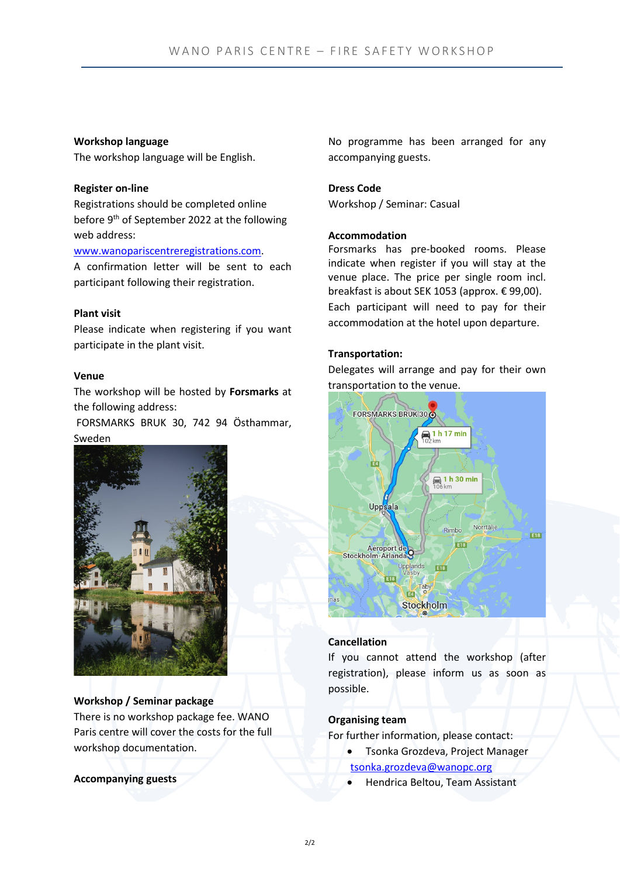**Workshop language**

The workshop language will be English.

**Register on-line**

Registrations should be completed online before 9th of September 2022 at the following web address:

[www.wanopariscentreregistrations.com](http://www.wanopariscentreregistrations.com).

A confirmation letter will be sent to each participant following their registration.

**Plant visit**

Please indicate when registering if you want participate in the plant visit.

**Venue**

The workshop will be hosted by **Forsmarks** at the following address:

FORSMARKS BRUK 30, 742 94 Östhammar, Sweden

**Workshop / Seminar package**

There is no workshop package fee. WANO Paris centre will cover the costs for the full workshop documentation.

**Accompanying guests**

No programme has been arranged for any accompanying guests.

**Dress Code**

Workshop / Seminar: Casual

**Accommodation**

Forsmarks has pre-booked rooms. Please indicate when register if you will stay at the venue place. The price per single room incl. breakfast is about SEK 1053 (approx. € 99,00). Each participant will need to pay for their accommodation at the hotel upon departure.

**Transportation:**

Delegates will arrange and pay for their own transportation to the venue.

FORSMARKS BRUK 30

1 h 17 min
102 km

1 h 30 min
106 km

Uppsala

Aeroport de Stockholm-Arlanda

Rimbo

Norrtälje

Upplands Väsby

Täby

Stockholm

**Cancellation**

If you cannot attend the workshop (after registration), please inform us as soon as possible.

**Organising team**

For further information, please contact:

- Tsonka Grozdeva, Project Manager
  [tsonka.grozdeva@wanopc.org](mailto:tsonka.grozdeva@wanopc.org)
- Hendrica Beltou, Team Assistant